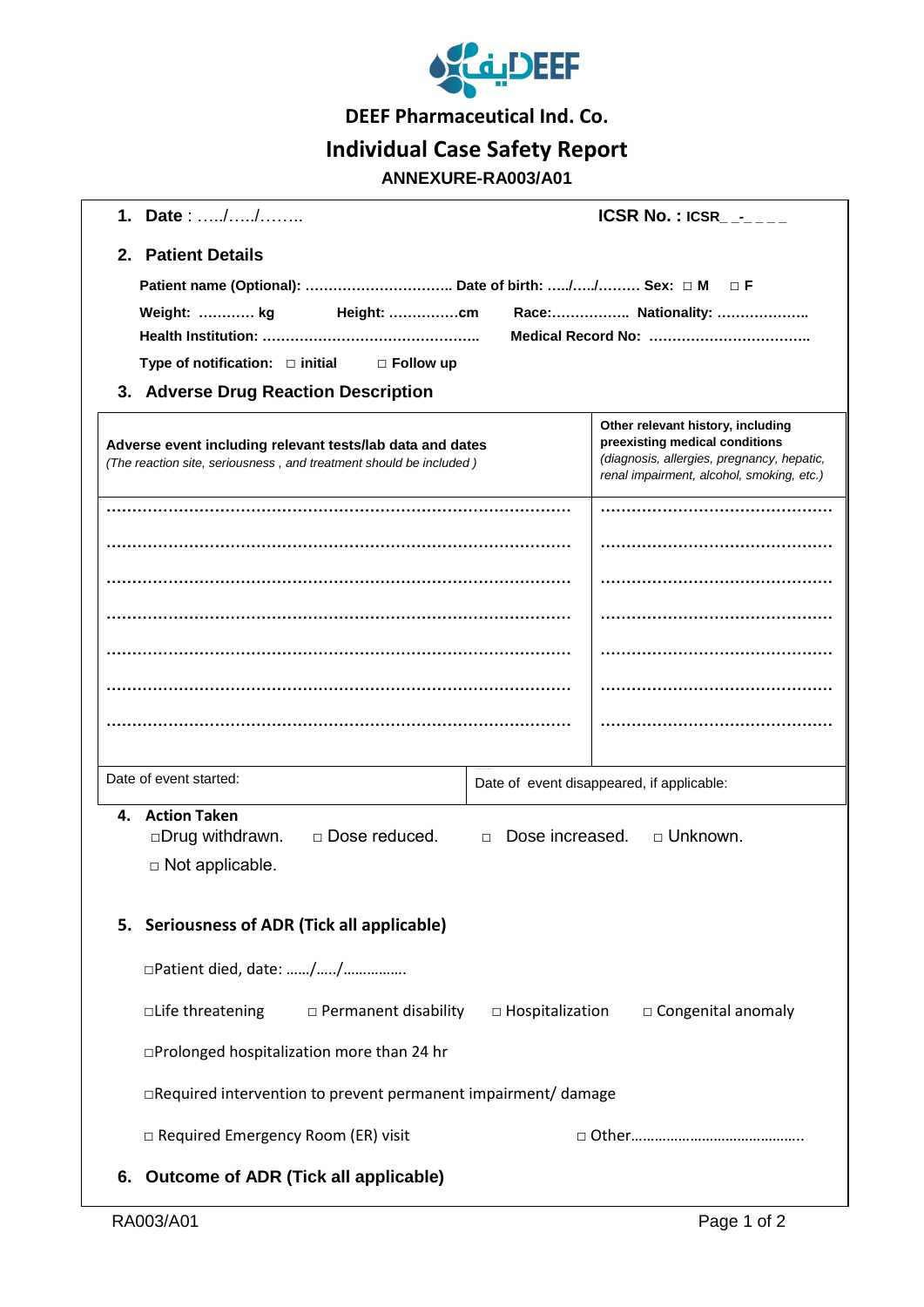**DEEF Pharmaceutical Ind. Co.**

# Individual Case Safety Report

**ANNEXURE-RA003/A01**

**1. Date** : …../…../……..  **ICSR No. : ICSR_ _-_ _ _ _**

## 2. Patient Details

**Patient name (Optional): ………………………….. Date of birth: …../…../……… Sex: □ M □ F**

**Weight: ………… kg  Height: ……………cm  Race:…………….. Nationality: ………………..**

**Health Institution: ………………………………………….  Medical Record No: ……………………………..**

**Type of notification: □ initial □ Follow up**

## 3. Adverse Drug Reaction Description

| **Adverse event including relevant tests/lab data and dates** *(The reaction site, seriousness , and treatment should be included )* | | **Other relevant history, including preexisting medical conditions** *(diagnosis, allergies, pregnancy, hepatic, renal impairment, alcohol, smoking, etc.)* |
|---|---|---|
| ………………………………………………………………………………… ………………………………………………………………………………… ………………………………………………………………………………… ………………………………………………………………………………… ………………………………………………………………………………… ………………………………………………………………………………… ………………………………………………………………………………… | | ……………………………………… ……………………………………… ……………………………………… ……………………………………… ……………………………………… ……………………………………… ……………………………………… |
| Date of event started: | Date of event disappeared, if applicable: | |

## 4. Action Taken

□Drug withdrawn. □ Dose reduced. □ Dose increased. □ Unknown.

□ Not applicable.

## 5. Seriousness of ADR (Tick all applicable)

□Patient died, date: ……/…../…………….

□Life threatening □ Permanent disability □ Hospitalization □ Congenital anomaly

□Prolonged hospitalization more than 24 hr

□Required intervention to prevent permanent impairment/ damage

□ Required Emergency Room (ER) visit □ Other…………………………………….

## 6. Outcome of ADR (Tick all applicable)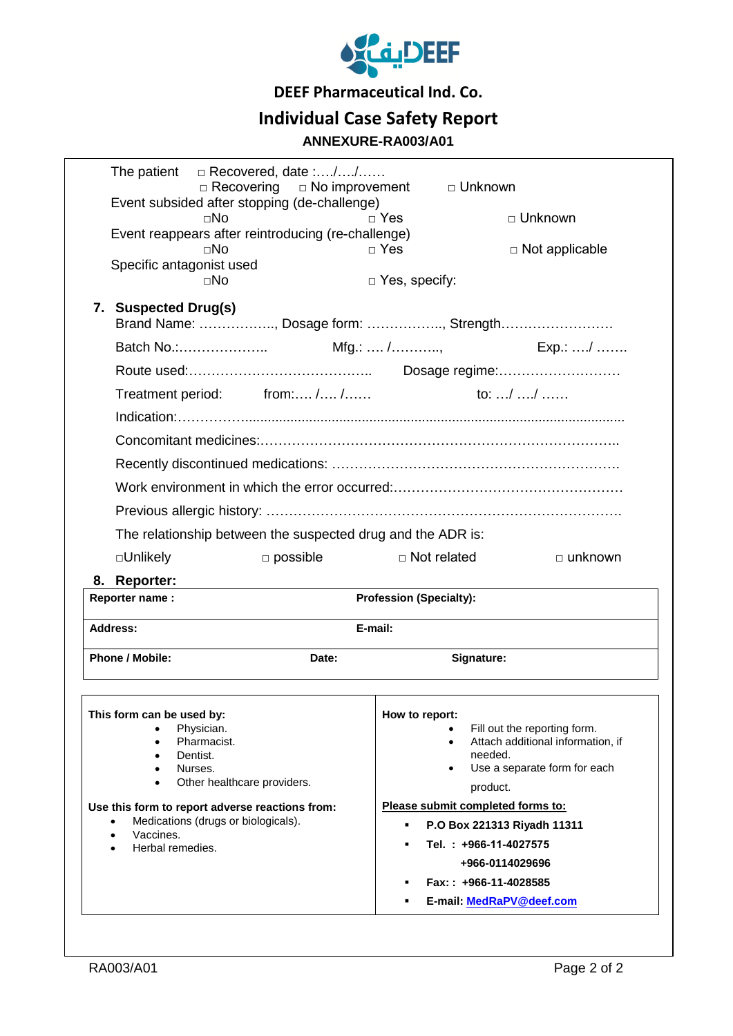DEEF ديف

**DEEF Pharmaceutical Ind. Co.**

# Individual Case Safety Report

**ANNEXURE-RA003/A01**

The patient □ Recovered, date :…./…./……
□ Recovering □ No improvement □ Unknown

Event subsided after stopping (de-challenge)
□No □ Yes □ Unknown

Event reappears after reintroducing (re-challenge)
□No □ Yes □ Not applicable

Specific antagonist used
□No □ Yes, specify:

## 7. Suspected Drug(s)

Brand Name: …………….., Dosage form: …………….., Strength……………………

Batch No.:……………….. Mfg.: …. /……….., Exp.: …./ …….

Route used:………………………………….. Dosage regime:………………………

Treatment period: from:…. /…. /…… to: …/ …./ ……

Indication:……………..........................................................................................

Concomitant medicines:…………………………………………………………………..

Recently discontinued medications: ……………………………………………………….

Work environment in which the error occurred:…………………………………………

Previous allergic history: ……………………………………………………………………

The relationship between the suspected drug and the ADR is:

□Unlikely □ possible □ Not related □ unknown

## 8. Reporter:

| | | |
|---|---|---|
| **Reporter name :** | | **Profession (Specialty):** |
| **Address:** | | **E-mail:** |
| **Phone / Mobile:** | **Date:** | **Signature:** |

| | |
|---|---|
| **This form can be used by:**<br>• Physician.<br>• Pharmacist.<br>• Dentist.<br>• Nurses.<br>• Other healthcare providers.<br><br>**Use this form to report adverse reactions from:**<br>• Medications (drugs or biologicals).<br>• Vaccines.<br>• Herbal remedies. | **How to report:**<br>• Fill out the reporting form.<br>• Attach additional information, if needed.<br>• Use a separate form for each product.<br><br>**Please submit completed forms to:**<br>▪ **P.O Box 221313 Riyadh 11311**<br>▪ **Tel. : +966-11-4027575**<br>**+966-0114029696**<br>▪ **Fax: : +966-11-4028585**<br>▪ **E-mail: MedRaPV@deef.com** |

RA003/A01